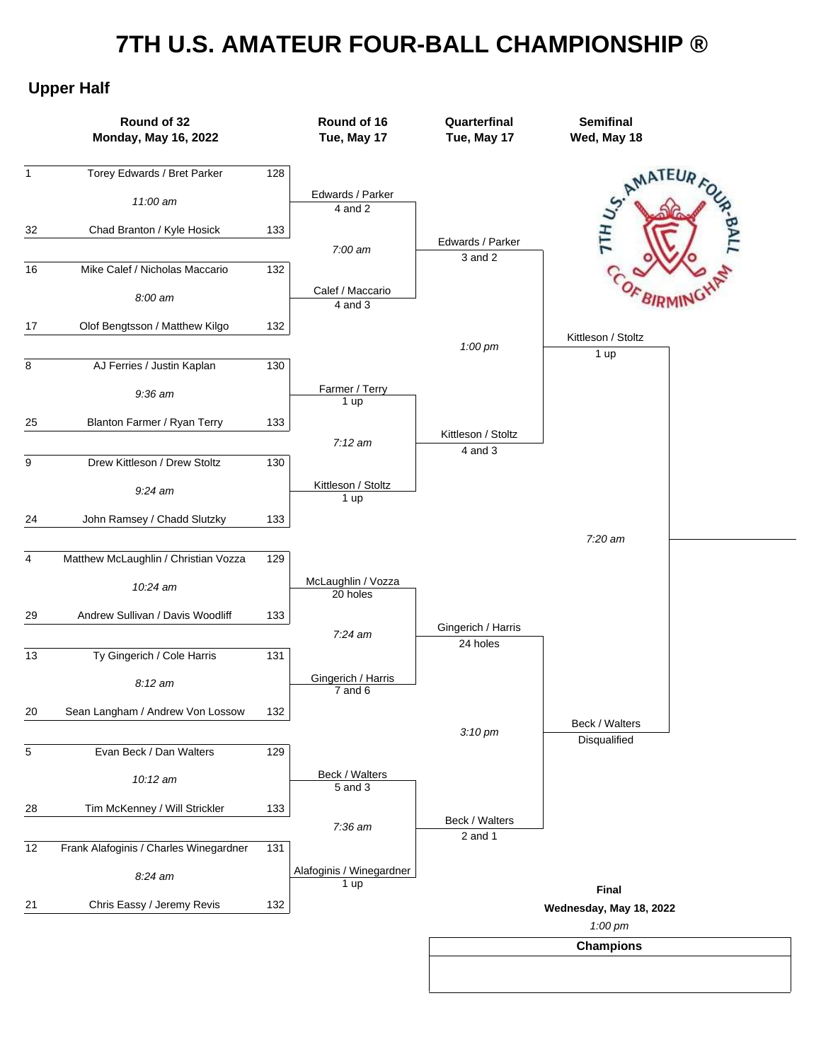# 7TH U.S. AMATEUR FOUR-BALL CHAMPIONSHIP ®

## Upper Half

### Round of 32 — Monday, May 16, 2022

| Seed | Team | Score | Tee Time |
|---|---|---|---|
| 1 | Torey Edwards / Bret Parker | 128 | 11:00 am |
| 32 | Chad Branton / Kyle Hosick | 133 | |
| 16 | Mike Calef / Nicholas Maccario | 132 | 8:00 am |
| 17 | Olof Bengtsson / Matthew Kilgo | 132 | |
| 8 | AJ Ferries / Justin Kaplan | 130 | 9:36 am |
| 25 | Blanton Farmer / Ryan Terry | 133 | |
| 9 | Drew Kittleson / Drew Stoltz | 130 | 9:24 am |
| 24 | John Ramsey / Chadd Slutzky | 133 | |
| 4 | Matthew McLaughlin / Christian Vozza | 129 | 10:24 am |
| 29 | Andrew Sullivan / Davis Woodliff | 133 | |
| 13 | Ty Gingerich / Cole Harris | 131 | 8:12 am |
| 20 | Sean Langham / Andrew Von Lossow | 132 | |
| 5 | Evan Beck / Dan Walters | 129 | 10:12 am |
| 28 | Tim McKenney / Will Strickler | 133 | |
| 12 | Frank Alafoginis / Charles Winegardner | 131 | 8:24 am |
| 21 | Chris Eassy / Jeremy Revis | 132 | |

### Round of 16 — Tue, May 17

| Winner | Result | Next Tee Time |
|---|---|---|
| Edwards / Parker | 4 and 2 | 7:00 am |
| Calef / Maccario | 4 and 3 | |
| Farmer / Terry | 1 up | 7:12 am |
| Kittleson / Stoltz | 1 up | |
| McLaughlin / Vozza | 20 holes | 7:24 am |
| Gingerich / Harris | 7 and 6 | |
| Beck / Walters | 5 and 3 | 7:36 am |
| Alafoginis / Winegardner | 1 up | |

### Quarterfinal — Tue, May 17

| Winner | Result | Next Tee Time |
|---|---|---|
| Edwards / Parker | 3 and 2 | 1:00 pm |
| Kittleson / Stoltz | 4 and 3 | |
| Gingerich / Harris | 24 holes | 3:10 pm |
| Beck / Walters | 2 and 1 | |

### Semifinal — Wed, May 18

| Winner | Result | Next Tee Time |
|---|---|---|
| Kittleson / Stoltz | 1 up | 7:20 am |
| Beck / Walters | Disqualified | |

### Final — Wednesday, May 18, 2022

*1:00 pm*

**Champions**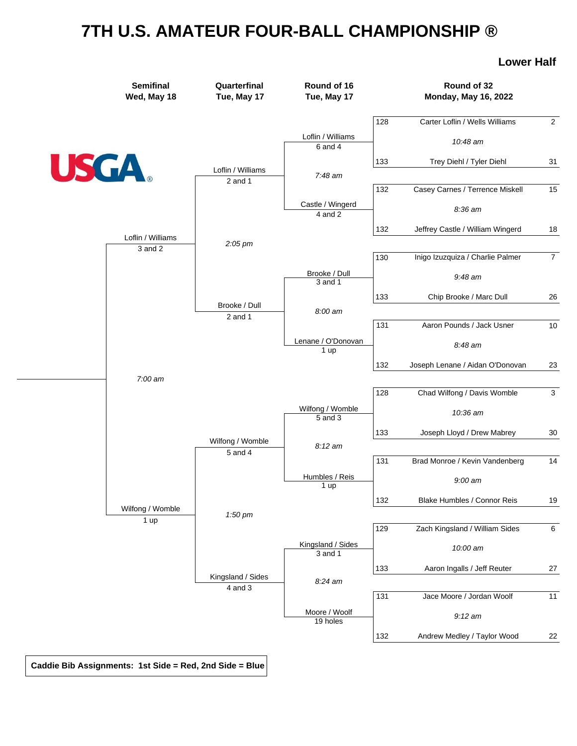# 7TH U.S. AMATEUR FOUR-BALL CHAMPIONSHIP ®

**Lower Half**

USGA®

## Round of 32 — Monday, May 16, 2022

| Score | Side | Seed | Time |
|---|---|---|---|
| 128 | Carter Loflin / Wells Williams | 2 | *10:48 am* |
| 133 | Trey Diehl / Tyler Diehl | 31 | |
| 132 | Casey Carnes / Terrence Miskell | 15 | *8:36 am* |
| 132 | Jeffrey Castle / William Wingerd | 18 | |
| 130 | Inigo Izuzquiza / Charlie Palmer | 7 | *9:48 am* |
| 133 | Chip Brooke / Marc Dull | 26 | |
| 131 | Aaron Pounds / Jack Usner | 10 | *8:48 am* |
| 132 | Joseph Lenane / Aidan O'Donovan | 23 | |
| 128 | Chad Wilfong / Davis Womble | 3 | *10:36 am* |
| 133 | Joseph Lloyd / Drew Mabrey | 30 | |
| 131 | Brad Monroe / Kevin Vandenberg | 14 | *9:00 am* |
| 132 | Blake Humbles / Connor Reis | 19 | |
| 129 | Zach Kingsland / William Sides | 6 | *10:00 am* |
| 133 | Aaron Ingalls / Jeff Reuter | 27 | |
| 131 | Jace Moore / Jordan Woolf | 11 | *9:12 am* |
| 132 | Andrew Medley / Taylor Wood | 22 | |

## Round of 16 — Tue, May 17

- Loflin / Williams, 6 and 4
- Castle / Wingerd, 4 and 2
- *7:48 am*
- Brooke / Dull, 3 and 1
- Lenane / O'Donovan, 1 up
- *8:00 am*
- Wilfong / Womble, 5 and 3
- Humbles / Reis, 1 up
- *8:12 am*
- Kingsland / Sides, 3 and 1
- Moore / Woolf, 19 holes
- *8:24 am*

## Quarterfinal — Tue, May 17

- Loflin / Williams, 2 and 1
- Brooke / Dull, 2 and 1
- *2:05 pm*
- Wilfong / Womble, 5 and 4
- Kingsland / Sides, 4 and 3
- *1:50 pm*

## Semifinal — Wed, May 18

- Loflin / Williams, 3 and 2
- Wilfong / Womble, 1 up
- *7:00 am*

**Caddie Bib Assignments: 1st Side = Red, 2nd Side = Blue**